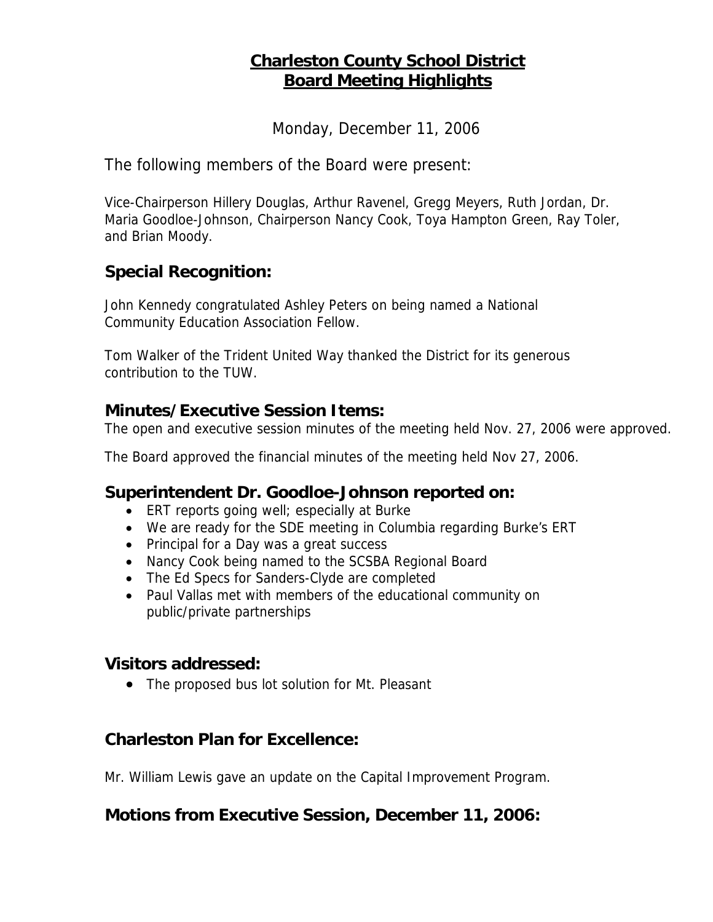# Charleston County School District
# Board Meeting Highlights

Monday, December 11, 2006

The following members of the Board were present:

Vice-Chairperson Hillery Douglas, Arthur Ravenel, Gregg Meyers, Ruth Jordan, Dr. Maria Goodloe-Johnson, Chairperson Nancy Cook, Toya Hampton Green, Ray Toler, and Brian Moody.

## Special Recognition:

John Kennedy congratulated Ashley Peters on being named a National Community Education Association Fellow.

Tom Walker of the Trident United Way thanked the District for its generous contribution to the TUW.

## Minutes/Executive Session Items:

The open and executive session minutes of the meeting held Nov. 27, 2006 were approved.

The Board approved the financial minutes of the meeting held Nov 27, 2006.

## Superintendent Dr. Goodloe-Johnson reported on:

- ERT reports going well; especially at Burke
- We are ready for the SDE meeting in Columbia regarding Burke's ERT
- Principal for a Day was a great success
- Nancy Cook being named to the SCSBA Regional Board
- The Ed Specs for Sanders-Clyde are completed
- Paul Vallas met with members of the educational community on public/private partnerships

## Visitors addressed:

- The proposed bus lot solution for Mt. Pleasant

## Charleston Plan for Excellence:

Mr. William Lewis gave an update on the Capital Improvement Program.

## Motions from Executive Session, December 11, 2006: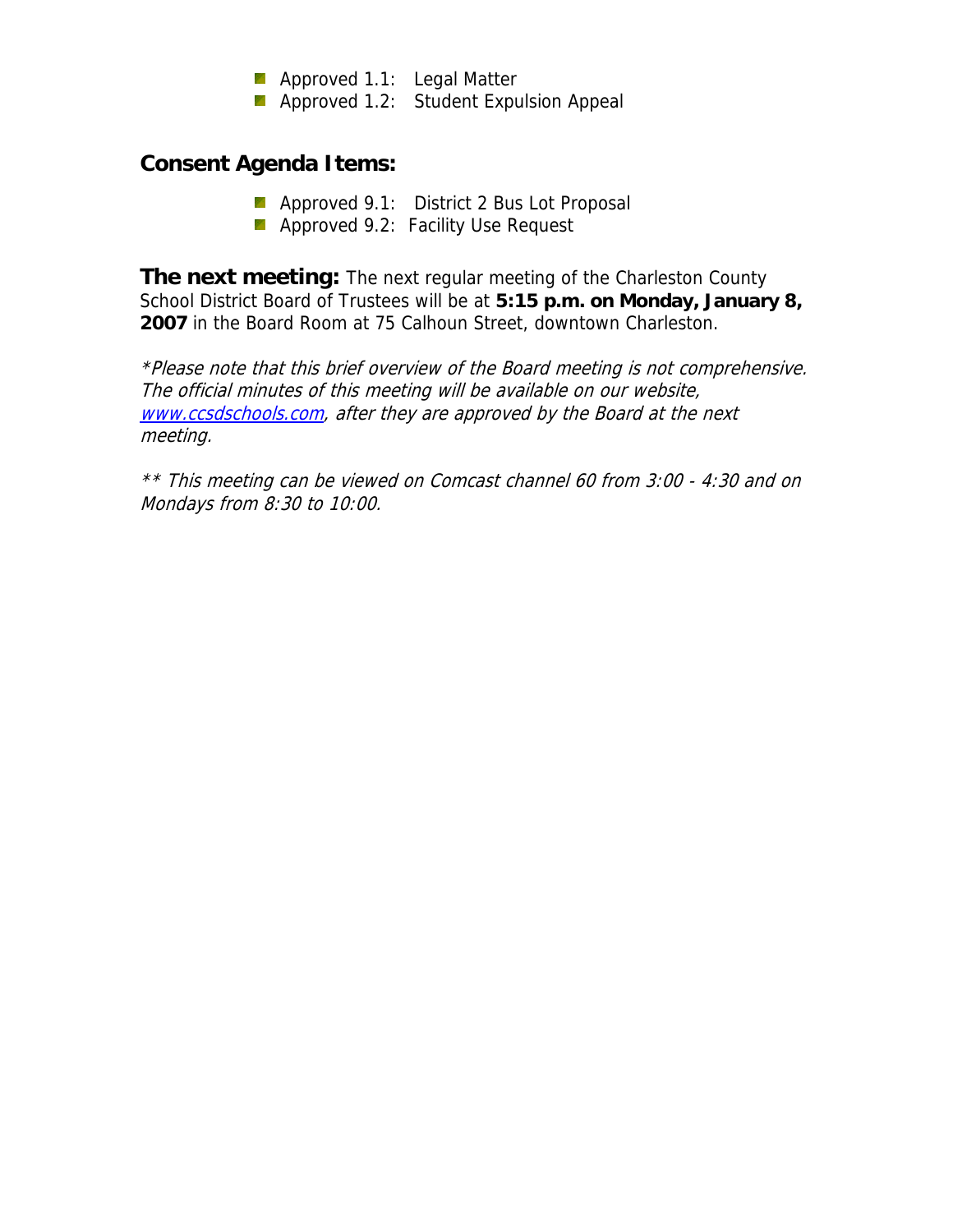- Approved 1.1: Legal Matter
- Approved 1.2: Student Expulsion Appeal

## Consent Agenda Items:

- Approved 9.1: District 2 Bus Lot Proposal
- Approved 9.2: Facility Use Request

**The next meeting:** The next regular meeting of the Charleston County School District Board of Trustees will be at **5:15 p.m. on Monday, January 8, 2007** in the Board Room at 75 Calhoun Street, downtown Charleston.

**Please note that this brief overview of the Board meeting is not comprehensive. The official minutes of this meeting will be available on our website, [www.ccsdschools.com](http://www.ccsdschools.com), after they are approved by the Board at the next meeting.*

*** This meeting can be viewed on Comcast channel 60 from 3:00 - 4:30 and on Mondays from 8:30 to 10:00.*